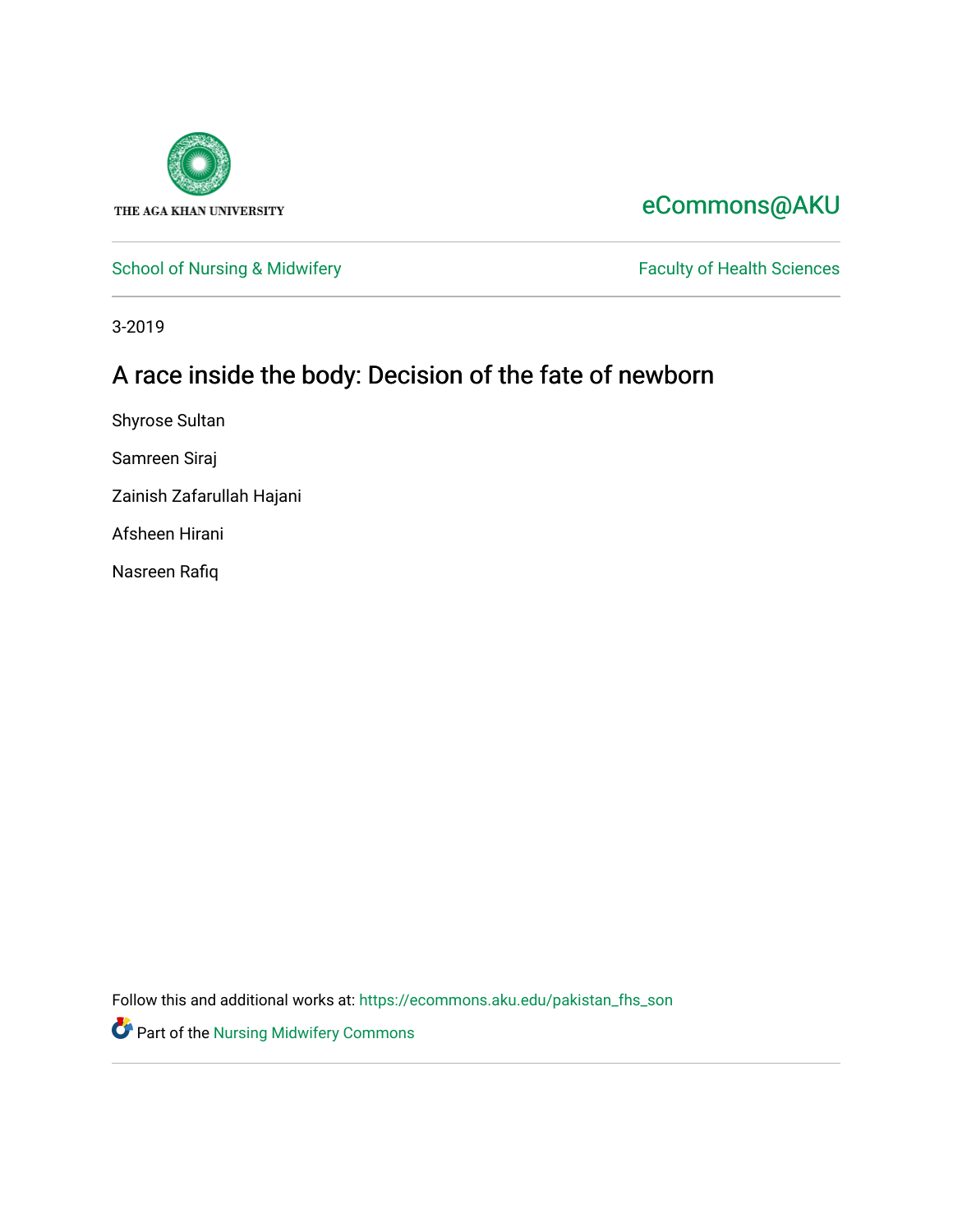THE AGA KHAN UNIVERSITY

eCommons@AKU

School of Nursing & Midwifery

Faculty of Health Sciences

3-2019

# A race inside the body: Decision of the fate of newborn

Shyrose Sultan

Samreen Siraj

Zainish Zafarullah Hajani

Afsheen Hirani

Nasreen Rafiq

Follow this and additional works at: https://ecommons.aku.edu/pakistan_fhs_son

Part of the Nursing Midwifery Commons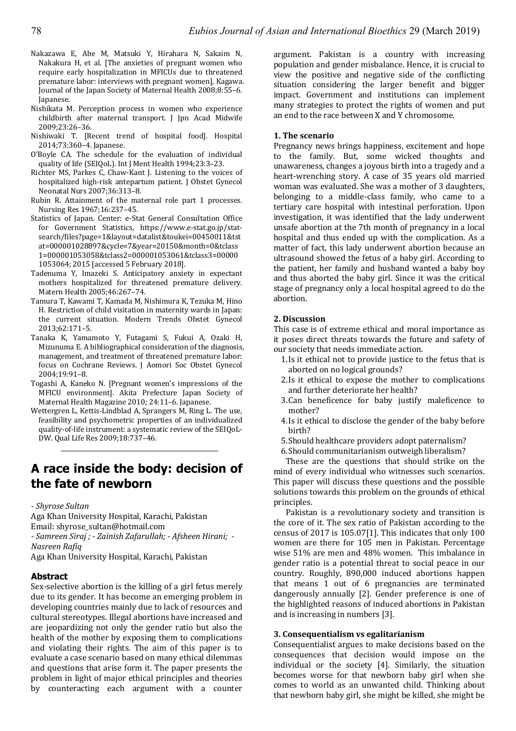Nakazawa E, Abe M, Matsuki Y, Hirahara N, Sakaim N, Nakakura H, et al. [The anxieties of pregnant women who require early hospitalization in MFICUs due to threatened premature labor: interviews with pregnant women], Kagawa. Journal of the Japan Society of Maternal Health 2008;8:55–6. Japanese.

Nishikata M. Perception process in women who experience childbirth after maternal transport. J Jpn Acad Midwife 2009;23:26–36.

Nishiwaki T. [Recent trend of hospital food]. Hospital 2014;73:360–4. Japanese.

O'Boyle CA. The schedule for the evaluation of individual quality of life (SEIQoL). Int J Ment Health 1994;23:3–23.

Richter MS, Parkes C, Chaw-Kant J. Listening to the voices of hospitalized high-risk antepartum patient. J Obstet Gynecol Neonatal Nurs 2007;36:313–8.

Rubin R. Attainment of the maternal role part 1 processes. Nursing Res 1967;16:237–45.

Statistics of Japan. Center: e-Stat General Consultation Office for Government Statistics, https://www.e-stat.go.jp/stat-search/files?page=1&layout=datalist&toukei=00450011&tstat=000001028897&cycle=7&year=20150&month=0&tclass1=000001053058&tclass2=000001053061&tclass3=000001053064; 2015 [accessed 5 February 2018].

Tadenuma Y, Imazeki S. Anticipatory anxiety in expectant mothers hospitalized for threatened premature delivery. Matern Health 2005;46:267–74.

Tamura T, Kawami T, Kamada M, Nishimura K, Tezuka M, Hino H. Restriction of child visitation in maternity wards in Japan: the current situation. Modern Trends Obstet Gynecol 2013;62:171–5.

Tanaka K, Yamamoto Y, Futagami S, Fukui A, Ozaki H, Mizunuma E. A bibliographical consideration of the diagnosis, management, and treatment of threatened premature labor: focus on Cochrane Reviews. J Aomori Soc Obstet Gynecol 2004;19:91–8.

Togashi A, Kaneko N. [Pregnant women's impressions of the MFICU environment]. Akita Prefecture Japan Society of Maternal Health Magazine 2010; 24:11–6. Japanese.

Wettergren L, Kettis-Lindblad A, Sprangers M, Ring L. The use, feasibility and psychometric properties of an individualized quality-of-life instrument: a systematic review of the SEIQoL-DW. Qual Life Res 2009;18:737–46.

---

# A race inside the body: decision of the fate of newborn

*- Shyrose Sultan*
Aga Khan University Hospital, Karachi, Pakistan
Email: shyrose_sultan@hotmail.com
*- Samreen Siraj ; - Zainish Zafarullah; - Afsheen Hirani; - Nasreen Rafiq*
Aga Khan University Hospital, Karachi, Pakistan

## Abstract

Sex-selective abortion is the killing of a girl fetus merely due to its gender. It has become an emerging problem in developing countries mainly due to lack of resources and cultural stereotypes. Illegal abortions have increased and are jeopardizing not only the gender ratio but also the health of the mother by exposing them to complications and violating their rights. The aim of this paper is to evaluate a case scenario based on many ethical dilemmas and questions that arise form it. The paper presents the problem in light of major ethical principles and theories by counteracting each argument with a counter argument. Pakistan is a country with increasing population and gender misbalance. Hence, it is crucial to view the positive and negative side of the conflicting situation considering the larger benefit and bigger impact. Government and institutions can implement many strategies to protect the rights of women and put an end to the race between X and Y chromosome.

### 1. The scenario

Pregnancy news brings happiness, excitement and hope to the family. But, some wicked thoughts and unawareness, changes a joyous birth into a tragedy and a heart-wrenching story. A case of 35 years old married woman was evaluated. She was a mother of 3 daughters, belonging to a middle-class family, who came to a tertiary care hospital with intestinal perforation. Upon investigation, it was identified that the lady underwent unsafe abortion at the 7th month of pregnancy in a local hospital and thus ended up with the complication. As a matter of fact, this lady underwent abortion because an ultrasound showed the fetus of a baby girl. According to the patient, her family and husband wanted a baby boy and thus aborted the baby girl. Since it was the critical stage of pregnancy only a local hospital agreed to do the abortion.

### 2. Discussion

This case is of extreme ethical and moral importance as it poses direct threats towards the future and safety of our society that needs immediate action.

1. Is it ethical not to provide justice to the fetus that is aborted on no logical grounds?
2. Is it ethical to expose the mother to complications and further deteriorate her health?
3. Can beneficence for baby justify maleficence to mother?
4. Is it ethical to disclose the gender of the baby before birth?
5. Should healthcare providers adopt paternalism?
6. Should communitarianism outweigh liberalism?

These are the questions that should strike on the mind of every individual who witnesses such scenarios. This paper will discuss these questions and the possible solutions towards this problem on the grounds of ethical principles.

Pakistan is a revolutionary society and transition is the core of it. The sex ratio of Pakistan according to the census of 2017 is 105.07[1]. This indicates that only 100 women are there for 105 men in Pakistan. Percentage wise 51% are men and 48% women. This imbalance in gender ratio is a potential threat to social peace in our country. Roughly, 890,000 induced abortions happen that means 1 out of 6 pregnancies are terminated dangerously annually [2]. Gender preference is one of the highlighted reasons of induced abortions in Pakistan and is increasing in numbers [3].

### 3. Consequentialism vs egalitarianism

Consequentialist argues to make decisions based on the consequences that decision would impose on the individual or the society [4]. Similarly, the situation becomes worse for that newborn baby girl when she comes to world as an unwanted child. Thinking about that newborn baby girl, she might be killed, she might be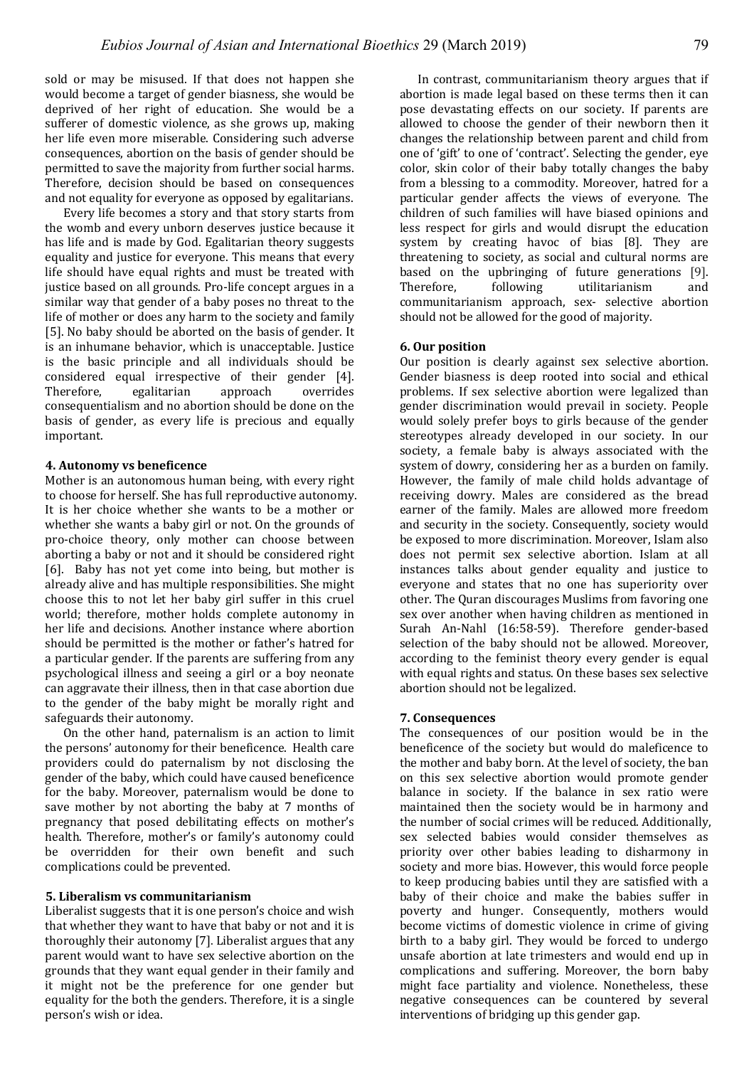sold or may be misused. If that does not happen she would become a target of gender biasness, she would be deprived of her right of education. She would be a sufferer of domestic violence, as she grows up, making her life even more miserable. Considering such adverse consequences, abortion on the basis of gender should be permitted to save the majority from further social harms. Therefore, decision should be based on consequences and not equality for everyone as opposed by egalitarians.

Every life becomes a story and that story starts from the womb and every unborn deserves justice because it has life and is made by God. Egalitarian theory suggests equality and justice for everyone. This means that every life should have equal rights and must be treated with justice based on all grounds. Pro-life concept argues in a similar way that gender of a baby poses no threat to the life of mother or does any harm to the society and family [5]. No baby should be aborted on the basis of gender. It is an inhumane behavior, which is unacceptable. Justice is the basic principle and all individuals should be considered equal irrespective of their gender [4]. Therefore, egalitarian approach overrides consequentialism and no abortion should be done on the basis of gender, as every life is precious and equally important.

#### 4. Autonomy vs beneficence

Mother is an autonomous human being, with every right to choose for herself. She has full reproductive autonomy. It is her choice whether she wants to be a mother or whether she wants a baby girl or not. On the grounds of pro-choice theory, only mother can choose between aborting a baby or not and it should be considered right [6]. Baby has not yet come into being, but mother is already alive and has multiple responsibilities. She might choose this to not let her baby girl suffer in this cruel world; therefore, mother holds complete autonomy in her life and decisions. Another instance where abortion should be permitted is the mother or father's hatred for a particular gender. If the parents are suffering from any psychological illness and seeing a girl or a boy neonate can aggravate their illness, then in that case abortion due to the gender of the baby might be morally right and safeguards their autonomy.

On the other hand, paternalism is an action to limit the persons' autonomy for their beneficence. Health care providers could do paternalism by not disclosing the gender of the baby, which could have caused beneficence for the baby. Moreover, paternalism would be done to save mother by not aborting the baby at 7 months of pregnancy that posed debilitating effects on mother's health. Therefore, mother's or family's autonomy could be overridden for their own benefit and such complications could be prevented.

#### 5. Liberalism vs communitarianism

Liberalist suggests that it is one person's choice and wish that whether they want to have that baby or not and it is thoroughly their autonomy [7]. Liberalist argues that any parent would want to have sex selective abortion on the grounds that they want equal gender in their family and it might not be the preference for one gender but equality for the both the genders. Therefore, it is a single person's wish or idea.

In contrast, communitarianism theory argues that if abortion is made legal based on these terms then it can pose devastating effects on our society. If parents are allowed to choose the gender of their newborn then it changes the relationship between parent and child from one of 'gift' to one of 'contract'. Selecting the gender, eye color, skin color of their baby totally changes the baby from a blessing to a commodity. Moreover, hatred for a particular gender affects the views of everyone. The children of such families will have biased opinions and less respect for girls and would disrupt the education system by creating havoc of bias [8]. They are threatening to society, as social and cultural norms are based on the upbringing of future generations [9]. Therefore, following utilitarianism and communitarianism approach, sex- selective abortion should not be allowed for the good of majority.

#### 6. Our position

Our position is clearly against sex selective abortion. Gender biasness is deep rooted into social and ethical problems. If sex selective abortion were legalized than gender discrimination would prevail in society. People would solely prefer boys to girls because of the gender stereotypes already developed in our society. In our society, a female baby is always associated with the system of dowry, considering her as a burden on family. However, the family of male child holds advantage of receiving dowry. Males are considered as the bread earner of the family. Males are allowed more freedom and security in the society. Consequently, society would be exposed to more discrimination. Moreover, Islam also does not permit sex selective abortion. Islam at all instances talks about gender equality and justice to everyone and states that no one has superiority over other. The Quran discourages Muslims from favoring one sex over another when having children as mentioned in Surah An-Nahl (16:58-59). Therefore gender-based selection of the baby should not be allowed. Moreover, according to the feminist theory every gender is equal with equal rights and status. On these bases sex selective abortion should not be legalized.

#### 7. Consequences

The consequences of our position would be in the beneficence of the society but would do maleficence to the mother and baby born. At the level of society, the ban on this sex selective abortion would promote gender balance in society. If the balance in sex ratio were maintained then the society would be in harmony and the number of social crimes will be reduced. Additionally, sex selected babies would consider themselves as priority over other babies leading to disharmony in society and more bias. However, this would force people to keep producing babies until they are satisfied with a baby of their choice and make the babies suffer in poverty and hunger. Consequently, mothers would become victims of domestic violence in crime of giving birth to a baby girl. They would be forced to undergo unsafe abortion at late trimesters and would end up in complications and suffering. Moreover, the born baby might face partiality and violence. Nonetheless, these negative consequences can be countered by several interventions of bridging up this gender gap.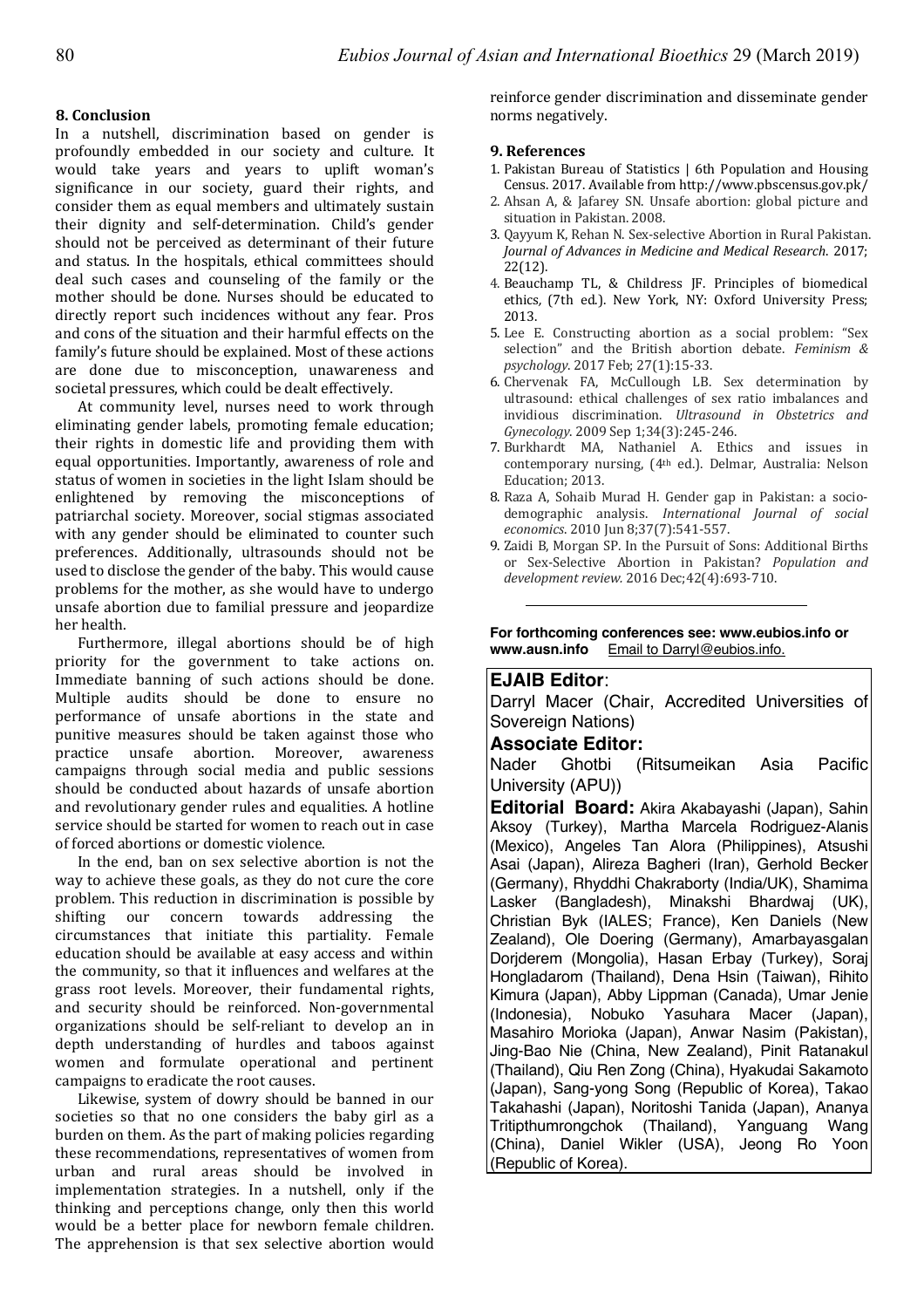## 8. Conclusion

In a nutshell, discrimination based on gender is profoundly embedded in our society and culture. It would take years and years to uplift woman's significance in our society, guard their rights, and consider them as equal members and ultimately sustain their dignity and self-determination. Child's gender should not be perceived as determinant of their future and status. In the hospitals, ethical committees should deal such cases and counseling of the family or the mother should be done. Nurses should be educated to directly report such incidences without any fear. Pros and cons of the situation and their harmful effects on the family's future should be explained. Most of these actions are done due to misconception, unawareness and societal pressures, which could be dealt effectively.

At community level, nurses need to work through eliminating gender labels, promoting female education; their rights in domestic life and providing them with equal opportunities. Importantly, awareness of role and status of women in societies in the light Islam should be enlightened by removing the misconceptions of patriarchal society. Moreover, social stigmas associated with any gender should be eliminated to counter such preferences. Additionally, ultrasounds should not be used to disclose the gender of the baby. This would cause problems for the mother, as she would have to undergo unsafe abortion due to familial pressure and jeopardize her health.

Furthermore, illegal abortions should be of high priority for the government to take actions on. Immediate banning of such actions should be done. Multiple audits should be done to ensure no performance of unsafe abortions in the state and punitive measures should be taken against those who practice unsafe abortion. Moreover, awareness campaigns through social media and public sessions should be conducted about hazards of unsafe abortion and revolutionary gender rules and equalities. A hotline service should be started for women to reach out in case of forced abortions or domestic violence.

In the end, ban on sex selective abortion is not the way to achieve these goals, as they do not cure the core problem. This reduction in discrimination is possible by shifting our concern towards addressing the circumstances that initiate this partiality. Female education should be available at easy access and within the community, so that it influences and welfares at the grass root levels. Moreover, their fundamental rights, and security should be reinforced. Non-governmental organizations should be self-reliant to develop an in depth understanding of hurdles and taboos against women and formulate operational and pertinent campaigns to eradicate the root causes.

Likewise, system of dowry should be banned in our societies so that no one considers the baby girl as a burden on them. As the part of making policies regarding these recommendations, representatives of women from urban and rural areas should be involved in implementation strategies. In a nutshell, only if the thinking and perceptions change, only then this world would be a better place for newborn female children. The apprehension is that sex selective abortion would reinforce gender discrimination and disseminate gender norms negatively.

## 9. References

1. Pakistan Bureau of Statistics | 6th Population and Housing Census. 2017. Available from http://www.pbscensus.gov.pk/
2. Ahsan A, & Jafarey SN. Unsafe abortion: global picture and situation in Pakistan. 2008.
3. Qayyum K, Rehan N. Sex-selective Abortion in Rural Pakistan. *Journal of Advances in Medicine and Medical Research*. 2017; 22(12).
4. Beauchamp TL, & Childress JF. Principles of biomedical ethics, (7th ed.). New York, NY: Oxford University Press; 2013.
5. Lee E. Constructing abortion as a social problem: "Sex selection" and the British abortion debate. *Feminism & psychology*. 2017 Feb; 27(1):15-33.
6. Chervenak FA, McCullough LB. Sex determination by ultrasound: ethical challenges of sex ratio imbalances and invidious discrimination. *Ultrasound in Obstetrics and Gynecology*. 2009 Sep 1;34(3):245-246.
7. Burkhardt MA, Nathaniel A. Ethics and issues in contemporary nursing, (4th ed.). Delmar, Australia: Nelson Education; 2013.
8. Raza A, Sohaib Murad H. Gender gap in Pakistan: a socio-demographic analysis. *International Journal of social economics*. 2010 Jun 8;37(7):541-557.
9. Zaidi B, Morgan SP. In the Pursuit of Sons: Additional Births or Sex-Selective Abortion in Pakistan? *Population and development review*. 2016 Dec;42(4):693-710.

---

**For forthcoming conferences see: www.eubios.info or www.ausn.info** Email to Darryl@eubios.info.

**EJAIB Editor**:
Darryl Macer (Chair, Accredited Universities of Sovereign Nations)

**Associate Editor:**
Nader Ghotbi (Ritsumeikan Asia Pacific University (APU))

**Editorial Board:** Akira Akabayashi (Japan), Sahin Aksoy (Turkey), Martha Marcela Rodriguez-Alanis (Mexico), Angeles Tan Alora (Philippines), Atsushi Asai (Japan), Alireza Bagheri (Iran), Gerhold Becker (Germany), Rhyddhi Chakraborty (India/UK), Shamima Lasker (Bangladesh), Minakshi Bhardwaj (UK), Christian Byk (IALES; France), Ken Daniels (New Zealand), Ole Doering (Germany), Amarbayasgalan Dorjderem (Mongolia), Hasan Erbay (Turkey), Soraj Hongladarom (Thailand), Dena Hsin (Taiwan), Rihito Kimura (Japan), Abby Lippman (Canada), Umar Jenie (Indonesia), Nobuko Yasuhara Macer (Japan), Masahiro Morioka (Japan), Anwar Nasim (Pakistan), Jing-Bao Nie (China, New Zealand), Pinit Ratanakul (Thailand), Qiu Ren Zong (China), Hyakudai Sakamoto (Japan), Sang-yong Song (Republic of Korea), Takao Takahashi (Japan), Noritoshi Tanida (Japan), Ananya Tritipthumrongchok (Thailand), Yanguang Wang (China), Daniel Wikler (USA), Jeong Ro Yoon (Republic of Korea).